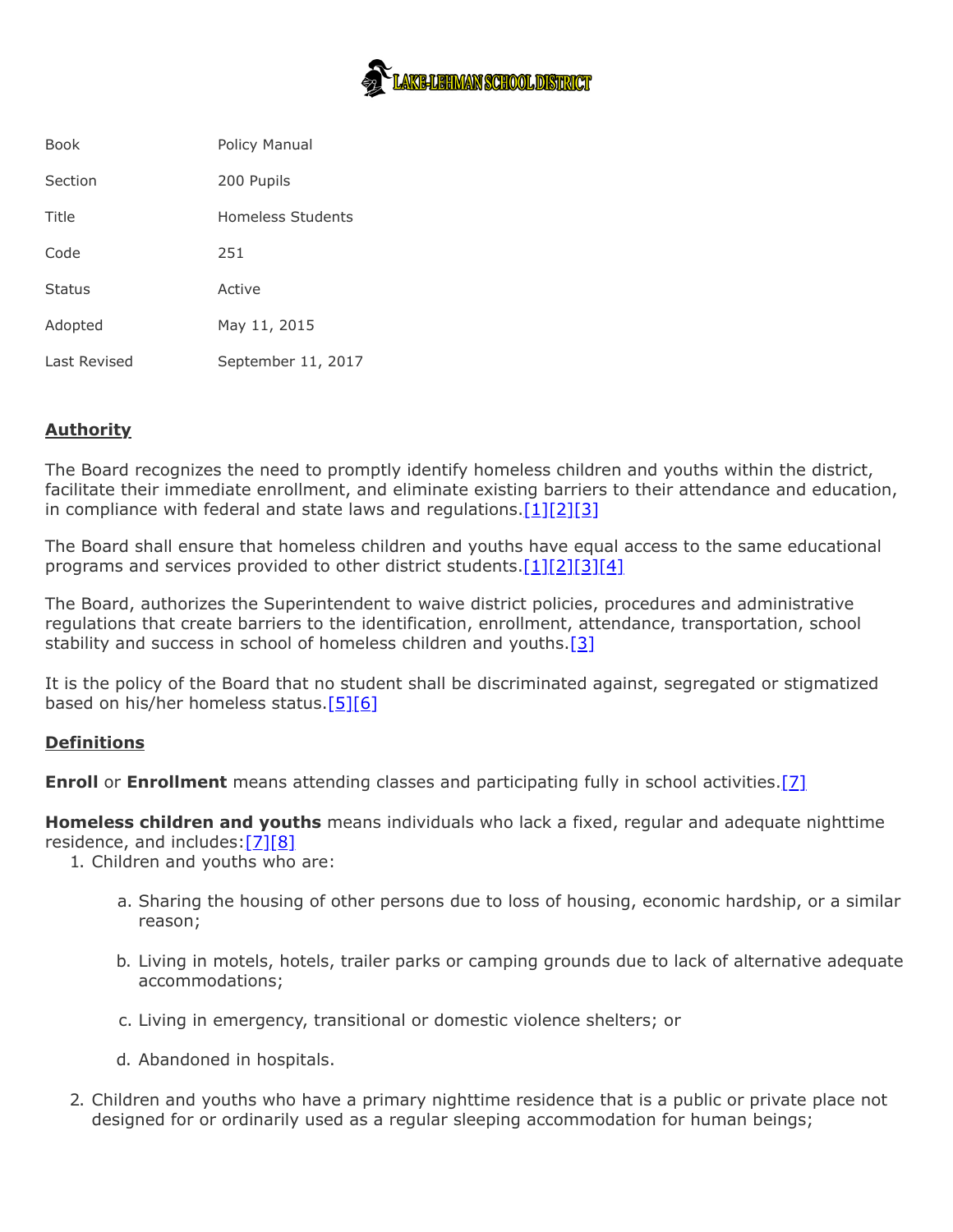LAKE-LEHMAN SCHOOL DISTRICT

| | |
|---|---|
| Book | Policy Manual |
| Section | 200 Pupils |
| Title | Homeless Students |
| Code | 251 |
| Status | Active |
| Adopted | May 11, 2015 |
| Last Revised | September 11, 2017 |

## Authority

The Board recognizes the need to promptly identify homeless children and youths within the district, facilitate their immediate enrollment, and eliminate existing barriers to their attendance and education, in compliance with federal and state laws and regulations.[1][2][3]

The Board shall ensure that homeless children and youths have equal access to the same educational programs and services provided to other district students.[1][2][3][4]

The Board, authorizes the Superintendent to waive district policies, procedures and administrative regulations that create barriers to the identification, enrollment, attendance, transportation, school stability and success in school of homeless children and youths.[3]

It is the policy of the Board that no student shall be discriminated against, segregated or stigmatized based on his/her homeless status.[5][6]

## Definitions

**Enroll** or **Enrollment** means attending classes and participating fully in school activities.[7]

**Homeless children and youths** means individuals who lack a fixed, regular and adequate nighttime residence, and includes:[7][8]

1. Children and youths who are:
   a. Sharing the housing of other persons due to loss of housing, economic hardship, or a similar reason;
   b. Living in motels, hotels, trailer parks or camping grounds due to lack of alternative adequate accommodations;
   c. Living in emergency, transitional or domestic violence shelters; or
   d. Abandoned in hospitals.
2. Children and youths who have a primary nighttime residence that is a public or private place not designed for or ordinarily used as a regular sleeping accommodation for human beings;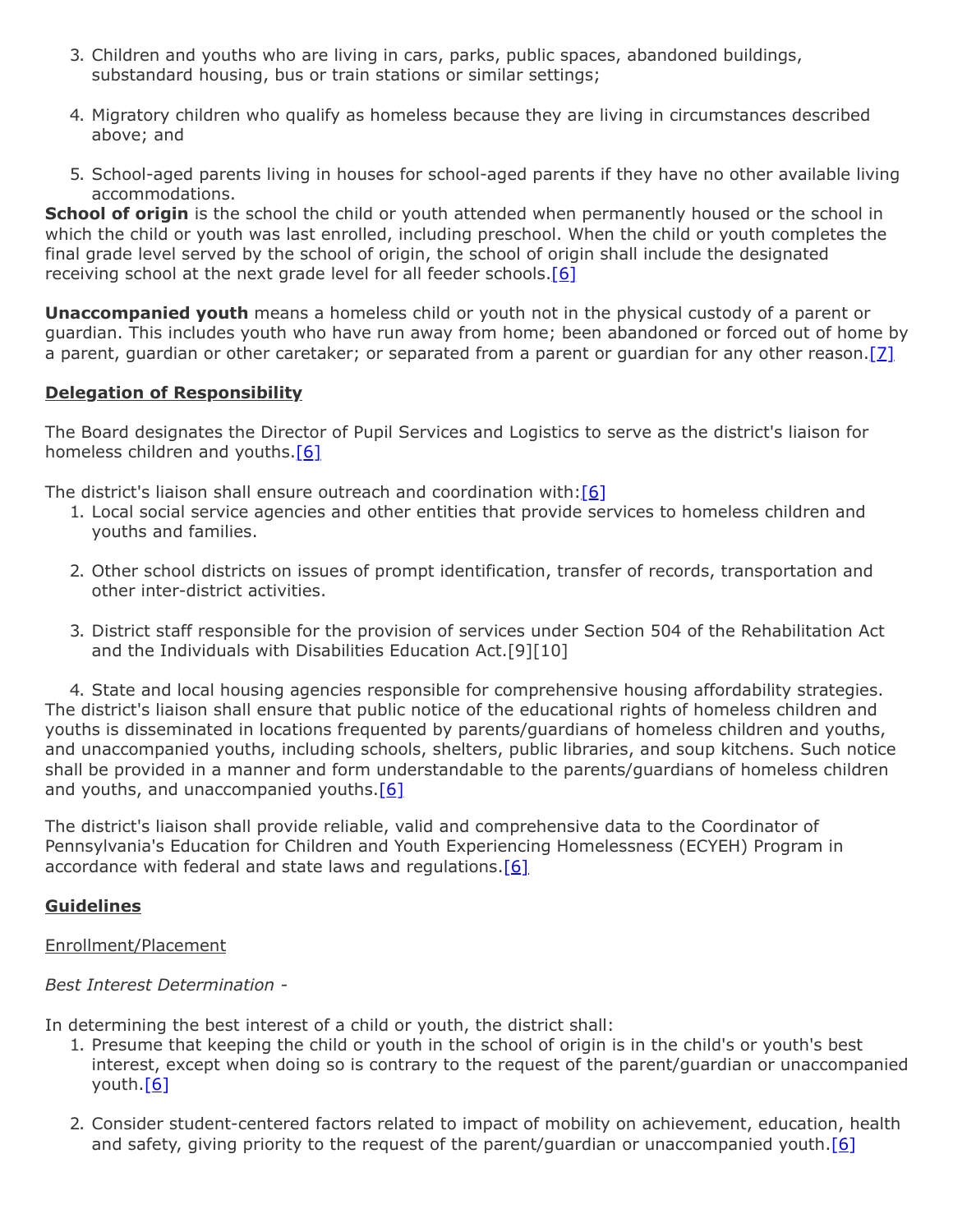3. Children and youths who are living in cars, parks, public spaces, abandoned buildings, substandard housing, bus or train stations or similar settings;

4. Migratory children who qualify as homeless because they are living in circumstances described above; and

5. School-aged parents living in houses for school-aged parents if they have no other available living accommodations.

**School of origin** is the school the child or youth attended when permanently housed or the school in which the child or youth was last enrolled, including preschool. When the child or youth completes the final grade level served by the school of origin, the school of origin shall include the designated receiving school at the next grade level for all feeder schools.[6]

**Unaccompanied youth** means a homeless child or youth not in the physical custody of a parent or guardian. This includes youth who have run away from home; been abandoned or forced out of home by a parent, guardian or other caretaker; or separated from a parent or guardian for any other reason.[7]

**Delegation of Responsibility**

The Board designates the Director of Pupil Services and Logistics to serve as the district's liaison for homeless children and youths.[6]

The district's liaison shall ensure outreach and coordination with:[6]

1. Local social service agencies and other entities that provide services to homeless children and youths and families.

2. Other school districts on issues of prompt identification, transfer of records, transportation and other inter-district activities.

3. District staff responsible for the provision of services under Section 504 of the Rehabilitation Act and the Individuals with Disabilities Education Act.[9][10]

4. State and local housing agencies responsible for comprehensive housing affordability strategies.

The district's liaison shall ensure that public notice of the educational rights of homeless children and youths is disseminated in locations frequented by parents/guardians of homeless children and youths, and unaccompanied youths, including schools, shelters, public libraries, and soup kitchens. Such notice shall be provided in a manner and form understandable to the parents/guardians of homeless children and youths, and unaccompanied youths.[6]

The district's liaison shall provide reliable, valid and comprehensive data to the Coordinator of Pennsylvania's Education for Children and Youth Experiencing Homelessness (ECYEH) Program in accordance with federal and state laws and regulations.[6]

**Guidelines**

Enrollment/Placement

*Best Interest Determination -*

In determining the best interest of a child or youth, the district shall:

1. Presume that keeping the child or youth in the school of origin is in the child's or youth's best interest, except when doing so is contrary to the request of the parent/guardian or unaccompanied youth.[6]

2. Consider student-centered factors related to impact of mobility on achievement, education, health and safety, giving priority to the request of the parent/guardian or unaccompanied youth.[6]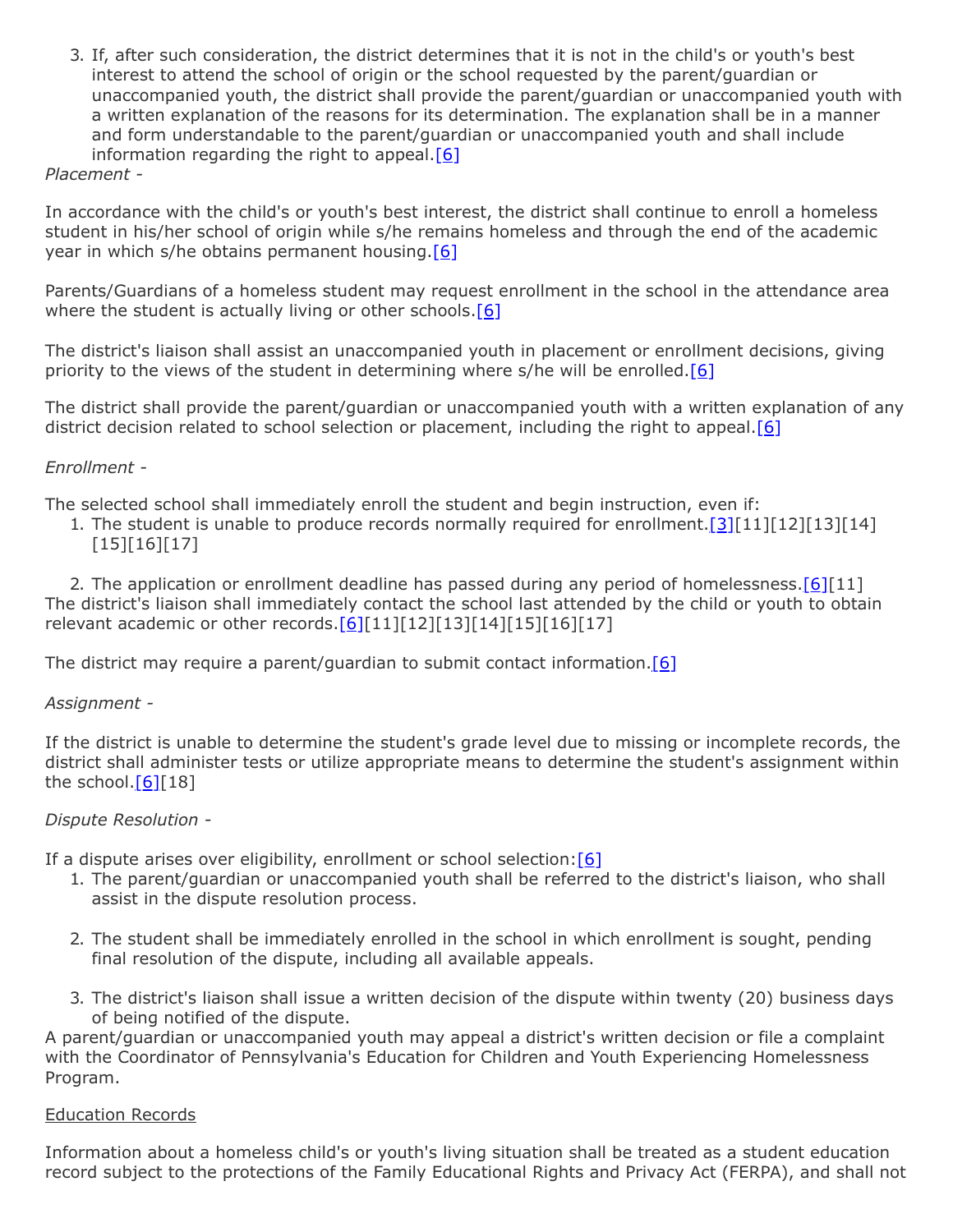3. If, after such consideration, the district determines that it is not in the child's or youth's best interest to attend the school of origin or the school requested by the parent/guardian or unaccompanied youth, the district shall provide the parent/guardian or unaccompanied youth with a written explanation of the reasons for its determination. The explanation shall be in a manner and form understandable to the parent/guardian or unaccompanied youth and shall include information regarding the right to appeal.[6]

*Placement -*

In accordance with the child's or youth's best interest, the district shall continue to enroll a homeless student in his/her school of origin while s/he remains homeless and through the end of the academic year in which s/he obtains permanent housing.[6]

Parents/Guardians of a homeless student may request enrollment in the school in the attendance area where the student is actually living or other schools.[6]

The district's liaison shall assist an unaccompanied youth in placement or enrollment decisions, giving priority to the views of the student in determining where s/he will be enrolled.[6]

The district shall provide the parent/guardian or unaccompanied youth with a written explanation of any district decision related to school selection or placement, including the right to appeal.[6]

*Enrollment -*

The selected school shall immediately enroll the student and begin instruction, even if:

1. The student is unable to produce records normally required for enrollment.[3][11][12][13][14][15][16][17]

2. The application or enrollment deadline has passed during any period of homelessness.[6][11]

The district's liaison shall immediately contact the school last attended by the child or youth to obtain relevant academic or other records.[6][11][12][13][14][15][16][17]

The district may require a parent/guardian to submit contact information.[6]

*Assignment -*

If the district is unable to determine the student's grade level due to missing or incomplete records, the district shall administer tests or utilize appropriate means to determine the student's assignment within the school.[6][18]

*Dispute Resolution -*

If a dispute arises over eligibility, enrollment or school selection:[6]

1. The parent/guardian or unaccompanied youth shall be referred to the district's liaison, who shall assist in the dispute resolution process.

2. The student shall be immediately enrolled in the school in which enrollment is sought, pending final resolution of the dispute, including all available appeals.

3. The district's liaison shall issue a written decision of the dispute within twenty (20) business days of being notified of the dispute.

A parent/guardian or unaccompanied youth may appeal a district's written decision or file a complaint with the Coordinator of Pennsylvania's Education for Children and Youth Experiencing Homelessness Program.

<u>Education Records</u>

Information about a homeless child's or youth's living situation shall be treated as a student education record subject to the protections of the Family Educational Rights and Privacy Act (FERPA), and shall not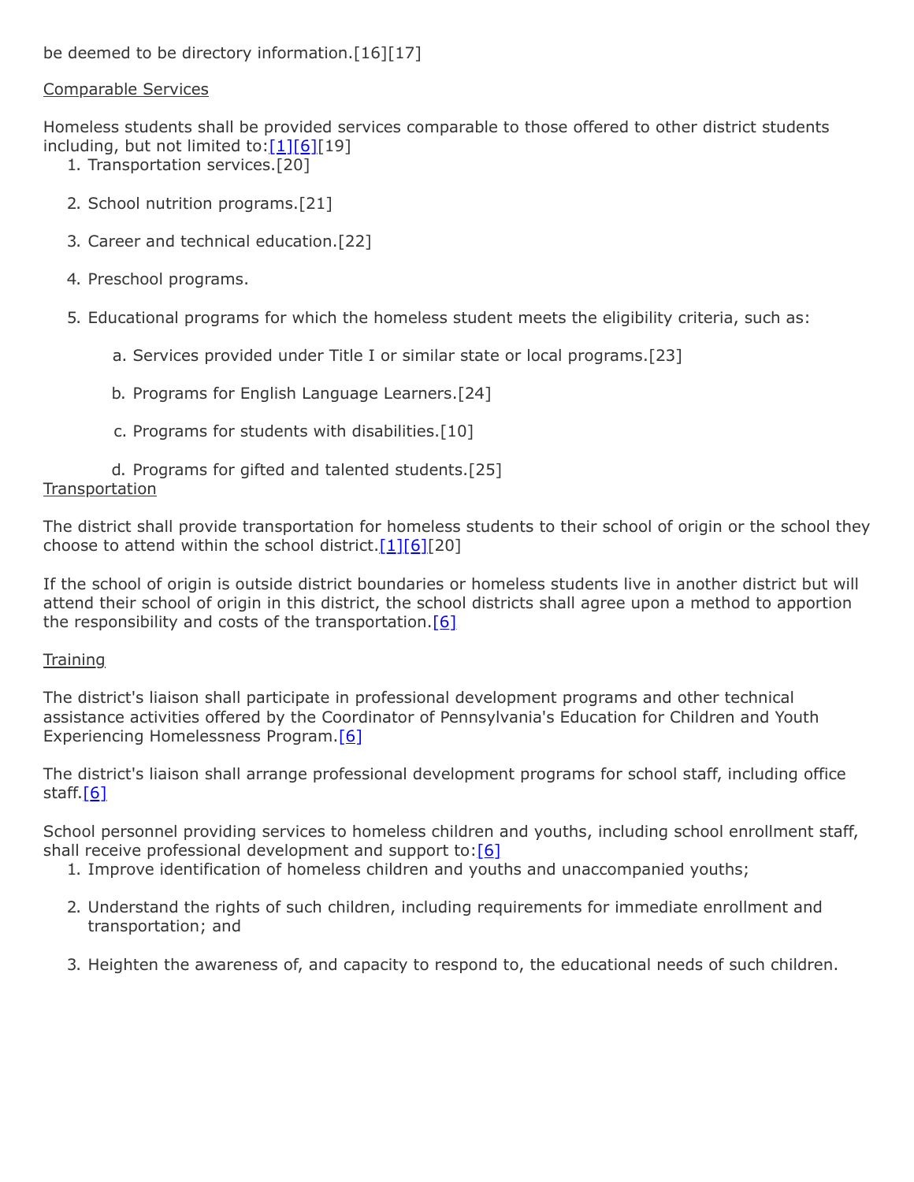be deemed to be directory information.[16][17]

Comparable Services

Homeless students shall be provided services comparable to those offered to other district students including, but not limited to:[1][6][19]

1. Transportation services.[20]
2. School nutrition programs.[21]
3. Career and technical education.[22]
4. Preschool programs.
5. Educational programs for which the homeless student meets the eligibility criteria, such as:
   a. Services provided under Title I or similar state or local programs.[23]
   b. Programs for English Language Learners.[24]
   c. Programs for students with disabilities.[10]
   d. Programs for gifted and talented students.[25]

Transportation

The district shall provide transportation for homeless students to their school of origin or the school they choose to attend within the school district.[1][6][20]

If the school of origin is outside district boundaries or homeless students live in another district but will attend their school of origin in this district, the school districts shall agree upon a method to apportion the responsibility and costs of the transportation.[6]

Training

The district's liaison shall participate in professional development programs and other technical assistance activities offered by the Coordinator of Pennsylvania's Education for Children and Youth Experiencing Homelessness Program.[6]

The district's liaison shall arrange professional development programs for school staff, including office staff.[6]

School personnel providing services to homeless children and youths, including school enrollment staff, shall receive professional development and support to:[6]

1. Improve identification of homeless children and youths and unaccompanied youths;
2. Understand the rights of such children, including requirements for immediate enrollment and transportation; and
3. Heighten the awareness of, and capacity to respond to, the educational needs of such children.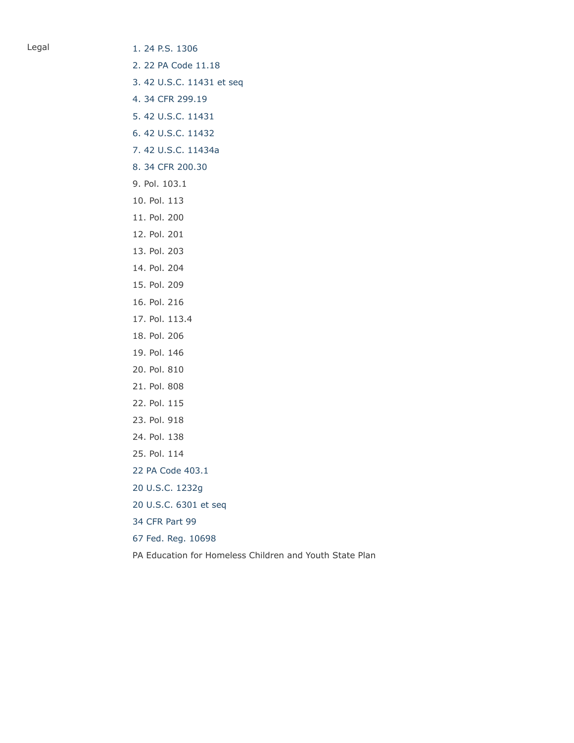Legal

1. 24 P.S. 1306
2. 22 PA Code 11.18
3. 42 U.S.C. 11431 et seq
4. 34 CFR 299.19
5. 42 U.S.C. 11431
6. 42 U.S.C. 11432
7. 42 U.S.C. 11434a
8. 34 CFR 200.30
9. Pol. 103.1
10. Pol. 113
11. Pol. 200
12. Pol. 201
13. Pol. 203
14. Pol. 204
15. Pol. 209
16. Pol. 216
17. Pol. 113.4
18. Pol. 206
19. Pol. 146
20. Pol. 810
21. Pol. 808
22. Pol. 115
23. Pol. 918
24. Pol. 138
25. Pol. 114

22 PA Code 403.1

20 U.S.C. 1232g

20 U.S.C. 6301 et seq

34 CFR Part 99

67 Fed. Reg. 10698

PA Education for Homeless Children and Youth State Plan